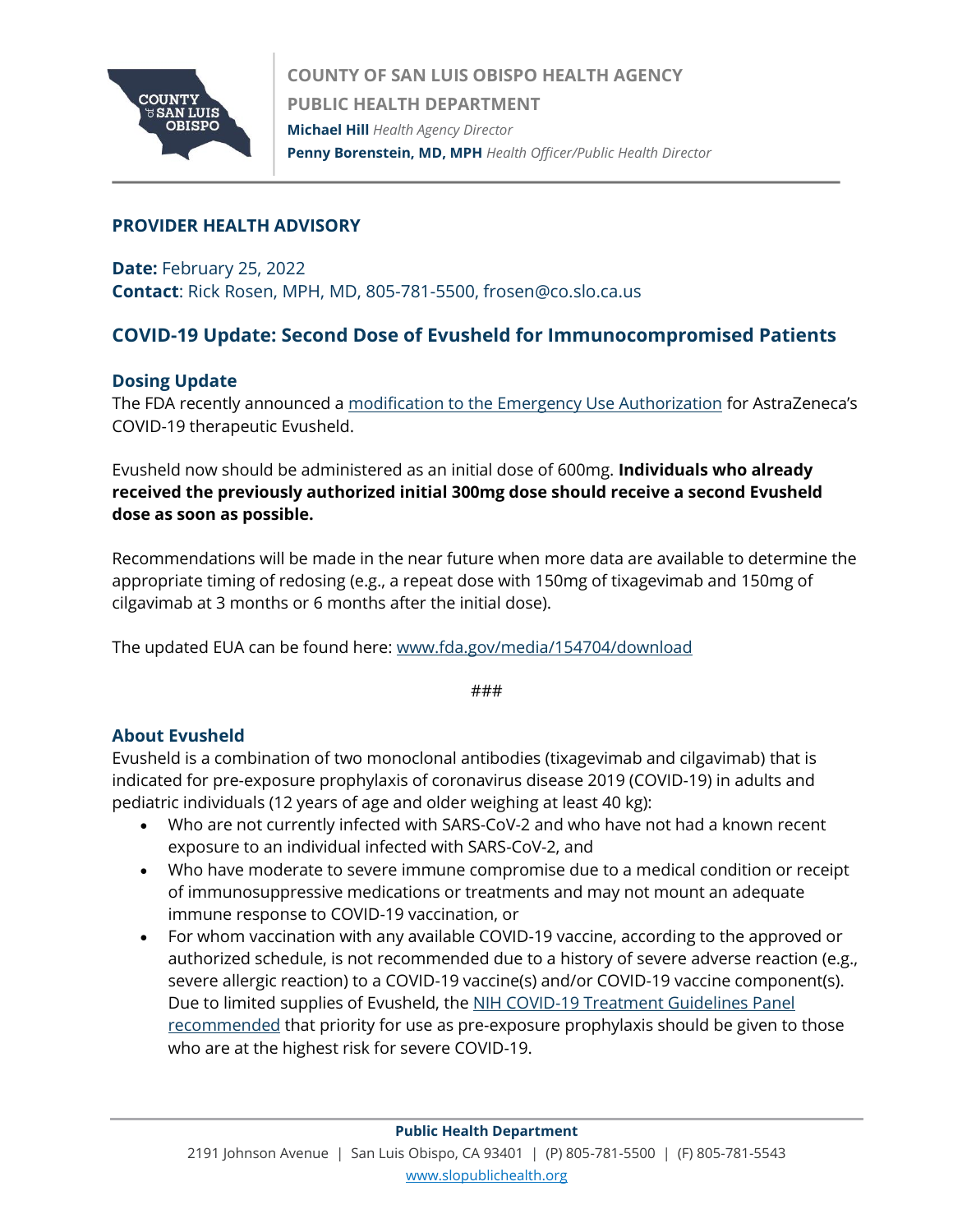COUNTY OF SAN LUIS OBISPO HEALTH AGENCY

PUBLIC HEALTH DEPARTMENT

**Michael Hill** *Health Agency Director*

**Penny Borenstein, MD, MPH** *Health Officer/Public Health Director*

## PROVIDER HEALTH ADVISORY

**Date:** February 25, 2022

**Contact**: Rick Rosen, MPH, MD, 805-781-5500, frosen@co.slo.ca.us

## COVID-19 Update: Second Dose of Evusheld for Immunocompromised Patients

### Dosing Update

The FDA recently announced a modification to the Emergency Use Authorization for AstraZeneca's COVID-19 therapeutic Evusheld.

Evusheld now should be administered as an initial dose of 600mg. **Individuals who already received the previously authorized initial 300mg dose should receive a second Evusheld dose as soon as possible.**

Recommendations will be made in the near future when more data are available to determine the appropriate timing of redosing (e.g., a repeat dose with 150mg of tixagevimab and 150mg of cilgavimab at 3 months or 6 months after the initial dose).

The updated EUA can be found here: www.fda.gov/media/154704/download

###

### About Evusheld

Evusheld is a combination of two monoclonal antibodies (tixagevimab and cilgavimab) that is indicated for pre-exposure prophylaxis of coronavirus disease 2019 (COVID-19) in adults and pediatric individuals (12 years of age and older weighing at least 40 kg):

- Who are not currently infected with SARS-CoV-2 and who have not had a known recent exposure to an individual infected with SARS-CoV-2, and
- Who have moderate to severe immune compromise due to a medical condition or receipt of immunosuppressive medications or treatments and may not mount an adequate immune response to COVID-19 vaccination, or
- For whom vaccination with any available COVID-19 vaccine, according to the approved or authorized schedule, is not recommended due to a history of severe adverse reaction (e.g., severe allergic reaction) to a COVID-19 vaccine(s) and/or COVID-19 vaccine component(s). Due to limited supplies of Evusheld, the NIH COVID-19 Treatment Guidelines Panel recommended that priority for use as pre-exposure prophylaxis should be given to those who are at the highest risk for severe COVID-19.

**Public Health Department**

2191 Johnson Avenue | San Luis Obispo, CA 93401 | (P) 805-781-5500 | (F) 805-781-5543

www.slopublichealth.org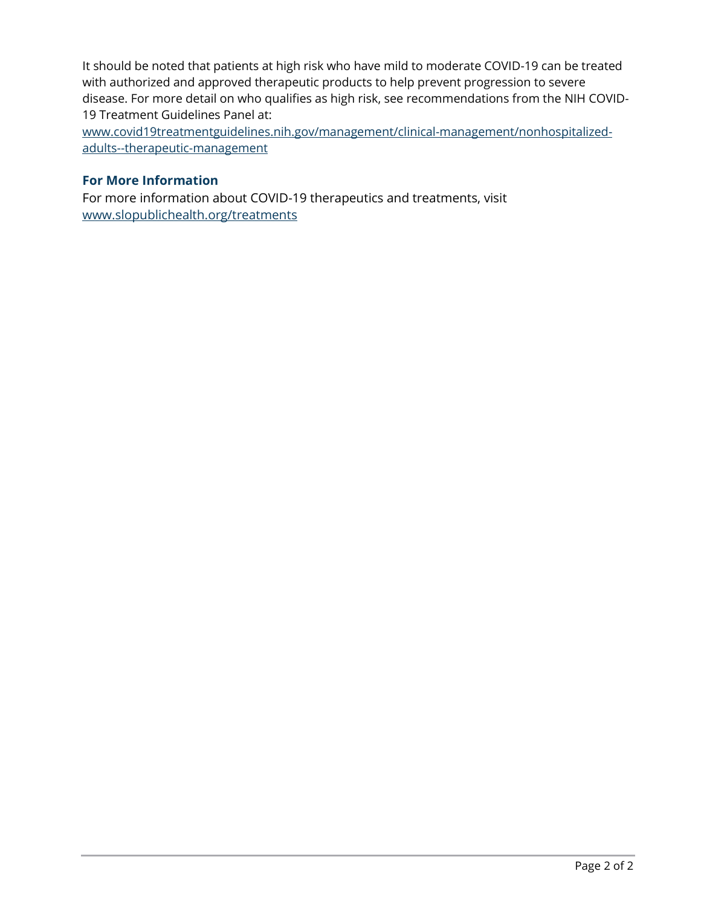It should be noted that patients at high risk who have mild to moderate COVID-19 can be treated with authorized and approved therapeutic products to help prevent progression to severe disease. For more detail on who qualifies as high risk, see recommendations from the NIH COVID-19 Treatment Guidelines Panel at: [www.covid19treatmentguidelines.nih.gov/management/clinical-management/nonhospitalized-adults--therapeutic-management](www.covid19treatmentguidelines.nih.gov/management/clinical-management/nonhospitalized-adults--therapeutic-management)

## For More Information

For more information about COVID-19 therapeutics and treatments, visit [www.slopublichealth.org/treatments](www.slopublichealth.org/treatments)